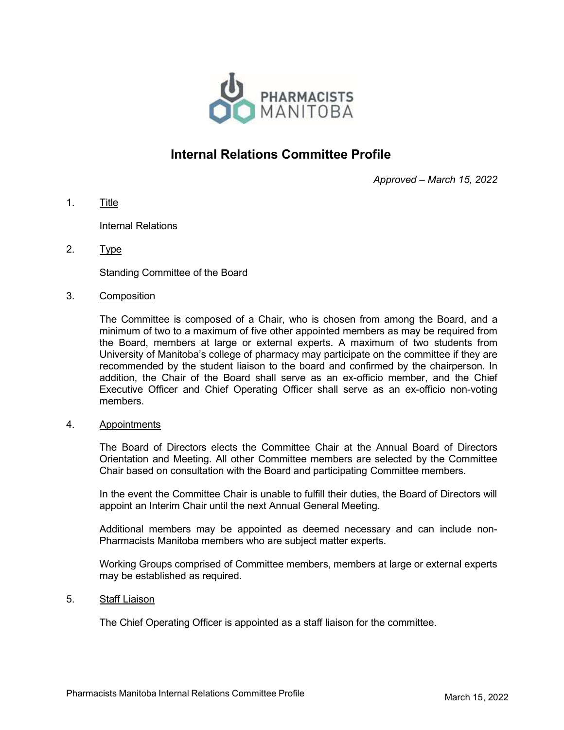# Internal Relations Committee Profile

*Approved – March 15, 2022*

1. Title

   Internal Relations

2. Type

   Standing Committee of the Board

3. Composition

   The Committee is composed of a Chair, who is chosen from among the Board, and a minimum of two to a maximum of five other appointed members as may be required from the Board, members at large or external experts. A maximum of two students from University of Manitoba's college of pharmacy may participate on the committee if they are recommended by the student liaison to the board and confirmed by the chairperson. In addition, the Chair of the Board shall serve as an ex-officio member, and the Chief Executive Officer and Chief Operating Officer shall serve as an ex-officio non-voting members.

4. Appointments

   The Board of Directors elects the Committee Chair at the Annual Board of Directors Orientation and Meeting. All other Committee members are selected by the Committee Chair based on consultation with the Board and participating Committee members.

   In the event the Committee Chair is unable to fulfill their duties, the Board of Directors will appoint an Interim Chair until the next Annual General Meeting.

   Additional members may be appointed as deemed necessary and can include non-Pharmacists Manitoba members who are subject matter experts.

   Working Groups comprised of Committee members, members at large or external experts may be established as required.

5. Staff Liaison

   The Chief Operating Officer is appointed as a staff liaison for the committee.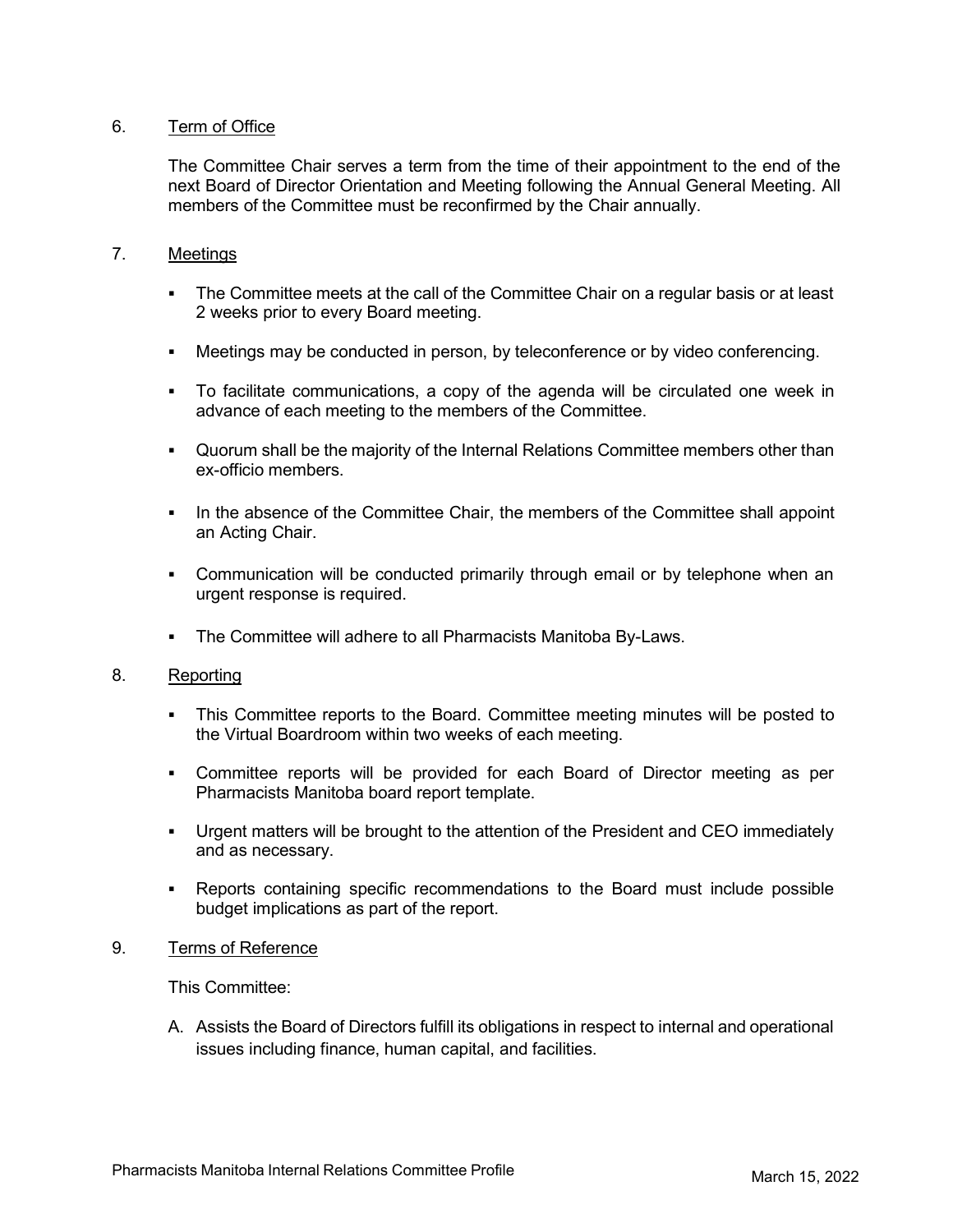## 6. Term of Office

The Committee Chair serves a term from the time of their appointment to the end of the next Board of Director Orientation and Meeting following the Annual General Meeting. All members of the Committee must be reconfirmed by the Chair annually.

## 7. Meetings

- The Committee meets at the call of the Committee Chair on a regular basis or at least 2 weeks prior to every Board meeting.
- Meetings may be conducted in person, by teleconference or by video conferencing.
- To facilitate communications, a copy of the agenda will be circulated one week in advance of each meeting to the members of the Committee.
- Quorum shall be the majority of the Internal Relations Committee members other than ex-officio members.
- In the absence of the Committee Chair, the members of the Committee shall appoint an Acting Chair.
- Communication will be conducted primarily through email or by telephone when an urgent response is required.
- The Committee will adhere to all Pharmacists Manitoba By-Laws.

## 8. Reporting

- This Committee reports to the Board. Committee meeting minutes will be posted to the Virtual Boardroom within two weeks of each meeting.
- Committee reports will be provided for each Board of Director meeting as per Pharmacists Manitoba board report template.
- Urgent matters will be brought to the attention of the President and CEO immediately and as necessary.
- Reports containing specific recommendations to the Board must include possible budget implications as part of the report.

## 9. Terms of Reference

This Committee:

A. Assists the Board of Directors fulfill its obligations in respect to internal and operational issues including finance, human capital, and facilities.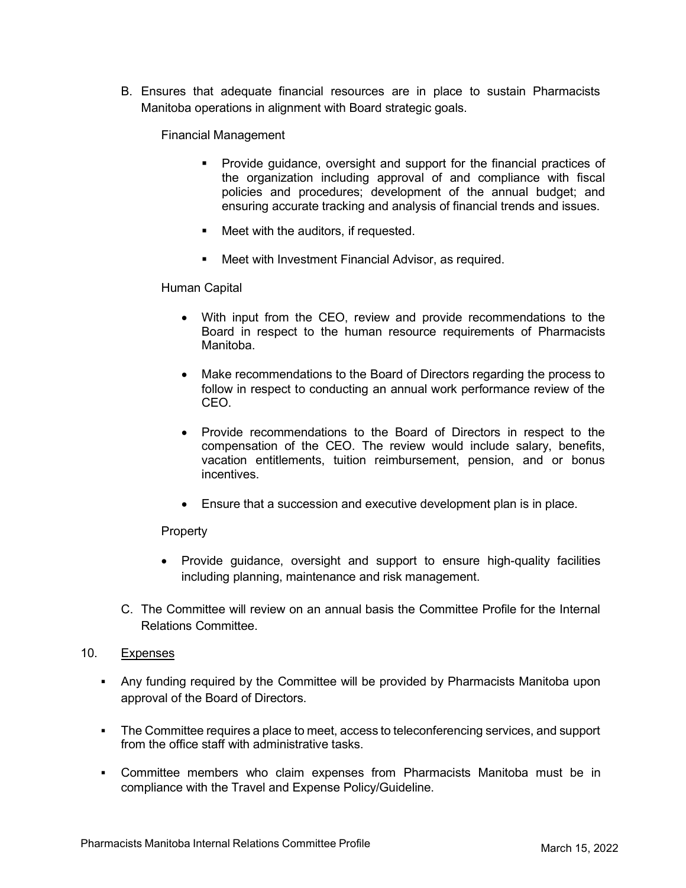B. Ensures that adequate financial resources are in place to sustain Pharmacists Manitoba operations in alignment with Board strategic goals.

   Financial Management

   - Provide guidance, oversight and support for the financial practices of the organization including approval of and compliance with fiscal policies and procedures; development of the annual budget; and ensuring accurate tracking and analysis of financial trends and issues.

   - Meet with the auditors, if requested.

   - Meet with Investment Financial Advisor, as required.

   Human Capital

   - With input from the CEO, review and provide recommendations to the Board in respect to the human resource requirements of Pharmacists Manitoba.

   - Make recommendations to the Board of Directors regarding the process to follow in respect to conducting an annual work performance review of the CEO.

   - Provide recommendations to the Board of Directors in respect to the compensation of the CEO. The review would include salary, benefits, vacation entitlements, tuition reimbursement, pension, and or bonus incentives.

   - Ensure that a succession and executive development plan is in place.

   Property

   - Provide guidance, oversight and support to ensure high-quality facilities including planning, maintenance and risk management.

C. The Committee will review on an annual basis the Committee Profile for the Internal Relations Committee.

10. <u>Expenses</u>

- Any funding required by the Committee will be provided by Pharmacists Manitoba upon approval of the Board of Directors.

- The Committee requires a place to meet, access to teleconferencing services, and support from the office staff with administrative tasks.

- Committee members who claim expenses from Pharmacists Manitoba must be in compliance with the Travel and Expense Policy/Guideline.